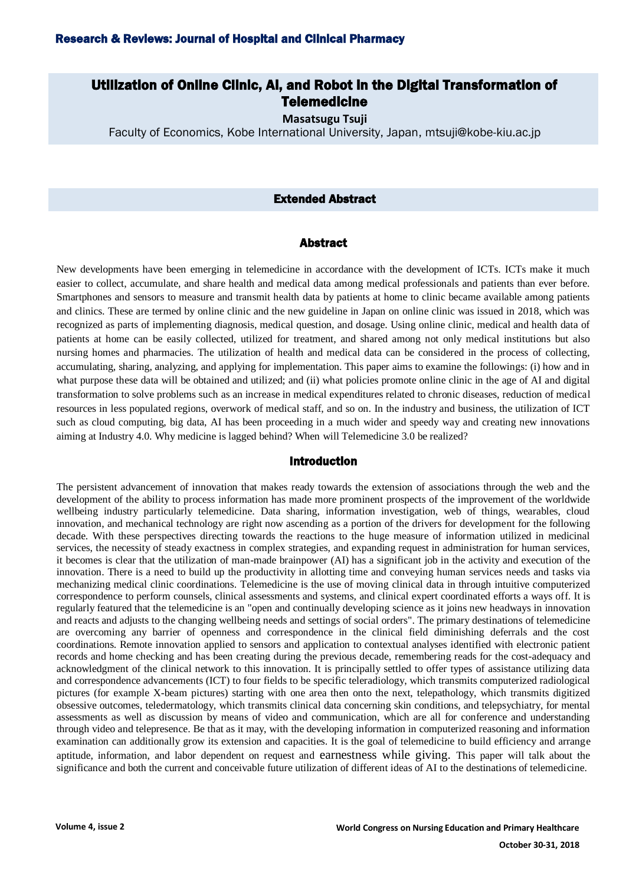# Utilization of Online Clinic, AI, and Robot in the Digital Transformation of Telemedicine

**Masatsugu Tsuji**

Faculty of Economics, Kobe International University, Japan, mtsuji@kobe-kiu.ac.jp

## Extended Abstract

### Abstract

New developments have been emerging in telemedicine in accordance with the development of ICTs. ICTs make it much easier to collect, accumulate, and share health and medical data among medical professionals and patients than ever before. Smartphones and sensors to measure and transmit health data by patients at home to clinic became available among patients and clinics. These are termed by online clinic and the new guideline in Japan on online clinic was issued in 2018, which was recognized as parts of implementing diagnosis, medical question, and dosage. Using online clinic, medical and health data of patients at home can be easily collected, utilized for treatment, and shared among not only medical institutions but also nursing homes and pharmacies. The utilization of health and medical data can be considered in the process of collecting, accumulating, sharing, analyzing, and applying for implementation. This paper aims to examine the followings: (i) how and in what purpose these data will be obtained and utilized; and (ii) what policies promote online clinic in the age of AI and digital transformation to solve problems such as an increase in medical expenditures related to chronic diseases, reduction of medical resources in less populated regions, overwork of medical staff, and so on. In the industry and business, the utilization of ICT such as cloud computing, big data, AI has been proceeding in a much wider and speedy way and creating new innovations aiming at Industry 4.0. Why medicine is lagged behind? When will Telemedicine 3.0 be realized?

### Introduction

The persistent advancement of innovation that makes ready towards the extension of associations through the web and the development of the ability to process information has made more prominent prospects of the improvement of the worldwide wellbeing industry particularly telemedicine. Data sharing, information investigation, web of things, wearables, cloud innovation, and mechanical technology are right now ascending as a portion of the drivers for development for the following decade. With these perspectives directing towards the reactions to the huge measure of information utilized in medicinal services, the necessity of steady exactness in complex strategies, and expanding request in administration for human services, it becomes is clear that the utilization of man-made brainpower (AI) has a significant job in the activity and execution of the innovation. There is a need to build up the productivity in allotting time and conveying human services needs and tasks via mechanizing medical clinic coordinations. Telemedicine is the use of moving clinical data in through intuitive computerized correspondence to perform counsels, clinical assessments and systems, and clinical expert coordinated efforts a ways off. It is regularly featured that the telemedicine is an "open and continually developing science as it joins new headways in innovation and reacts and adjusts to the changing wellbeing needs and settings of social orders". The primary destinations of telemedicine are overcoming any barrier of openness and correspondence in the clinical field diminishing deferrals and the cost coordinations. Remote innovation applied to sensors and application to contextual analyses identified with electronic patient records and home checking and has been creating during the previous decade, remembering reads for the cost-adequacy and acknowledgment of the clinical network to this innovation. It is principally settled to offer types of assistance utilizing data and correspondence advancements (ICT) to four fields to be specific teleradiology, which transmits computerized radiological pictures (for example X-beam pictures) starting with one area then onto the next, telepathology, which transmits digitized obsessive outcomes, teledermatology, which transmits clinical data concerning skin conditions, and telepsychiatry, for mental assessments as well as discussion by means of video and communication, which are all for conference and understanding through video and telepresence. Be that as it may, with the developing information in computerized reasoning and information examination can additionally grow its extension and capacities. It is the goal of telemedicine to build efficiency and arrange aptitude, information, and labor dependent on request and earnestness while giving. This paper will talk about the significance and both the current and conceivable future utilization of different ideas of AI to the destinations of telemedicine.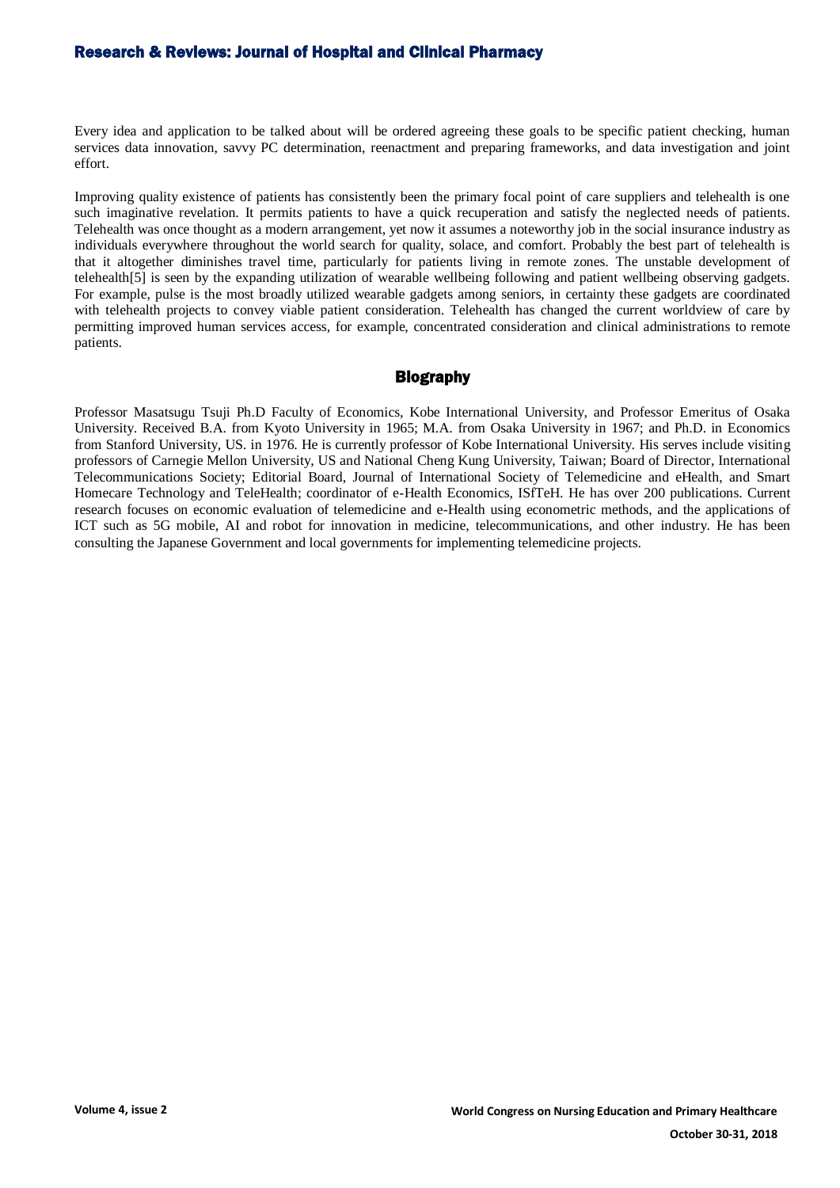Every idea and application to be talked about will be ordered agreeing these goals to be specific patient checking, human services data innovation, savvy PC determination, reenactment and preparing frameworks, and data investigation and joint effort.

Improving quality existence of patients has consistently been the primary focal point of care suppliers and telehealth is one such imaginative revelation. It permits patients to have a quick recuperation and satisfy the neglected needs of patients. Telehealth was once thought as a modern arrangement, yet now it assumes a noteworthy job in the social insurance industry as individuals everywhere throughout the world search for quality, solace, and comfort. Probably the best part of telehealth is that it altogether diminishes travel time, particularly for patients living in remote zones. The unstable development of telehealth[5] is seen by the expanding utilization of wearable wellbeing following and patient wellbeing observing gadgets. For example, pulse is the most broadly utilized wearable gadgets among seniors, in certainty these gadgets are coordinated with telehealth projects to convey viable patient consideration. Telehealth has changed the current worldview of care by permitting improved human services access, for example, concentrated consideration and clinical administrations to remote patients.

## Biography

Professor Masatsugu Tsuji Ph.D Faculty of Economics, Kobe International University, and Professor Emeritus of Osaka University. Received B.A. from Kyoto University in 1965; M.A. from Osaka University in 1967; and Ph.D. in Economics from Stanford University, US. in 1976. He is currently professor of Kobe International University. His serves include visiting professors of Carnegie Mellon University, US and National Cheng Kung University, Taiwan; Board of Director, International Telecommunications Society; Editorial Board, Journal of International Society of Telemedicine and eHealth, and Smart Homecare Technology and TeleHealth; coordinator of e-Health Economics, ISfTeH. He has over 200 publications. Current research focuses on economic evaluation of telemedicine and e-Health using econometric methods, and the applications of ICT such as 5G mobile, AI and robot for innovation in medicine, telecommunications, and other industry. He has been consulting the Japanese Government and local governments for implementing telemedicine projects.